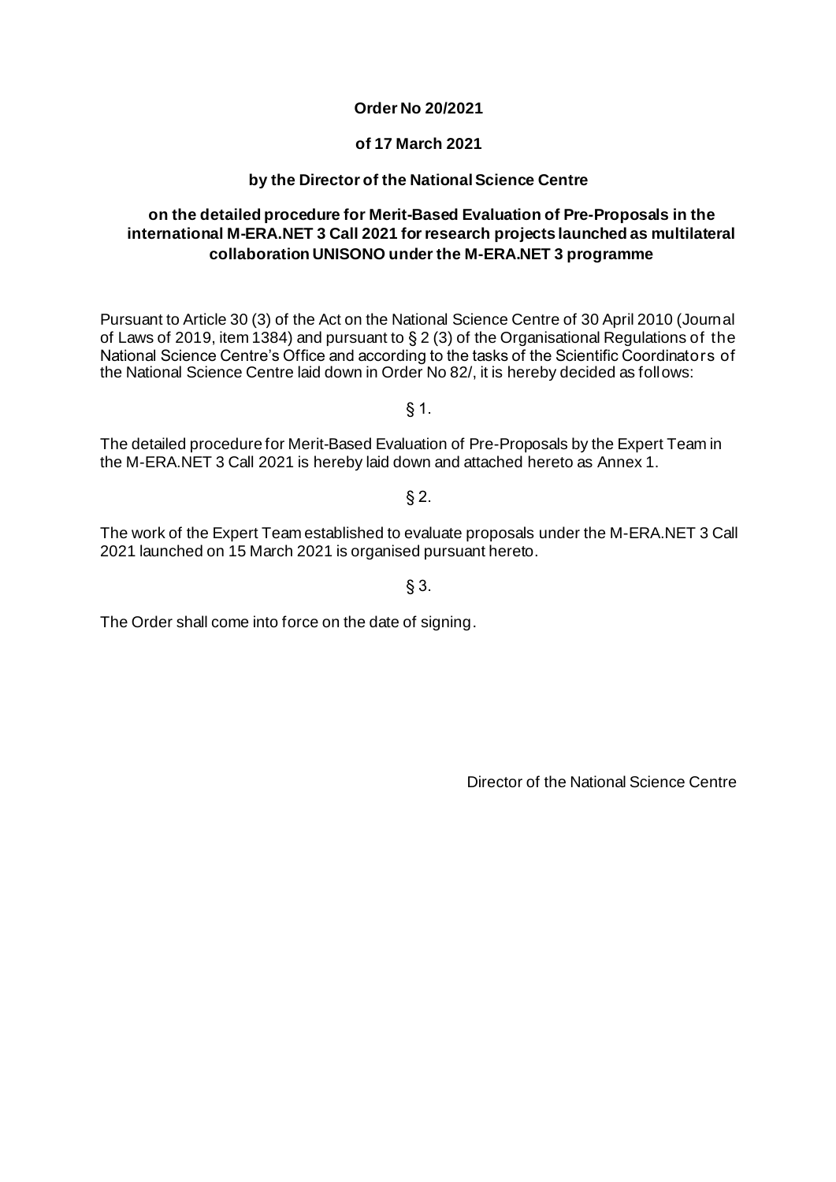**Order No 20/2021**

**of 17 March 2021**

**by the Director of the National Science Centre**

**on the detailed procedure for Merit-Based Evaluation of Pre-Proposals in the international M-ERA.NET 3 Call 2021 for research projects launched as multilateral collaboration UNISONO under the M-ERA.NET 3 programme**

Pursuant to Article 30 (3) of the Act on the National Science Centre of 30 April 2010 (Journal of Laws of 2019, item 1384) and pursuant to § 2 (3) of the Organisational Regulations of the National Science Centre's Office and according to the tasks of the Scientific Coordinators of the National Science Centre laid down in Order No 82/, it is hereby decided as follows:

§ 1.

The detailed procedure for Merit-Based Evaluation of Pre-Proposals by the Expert Team in the M-ERA.NET 3 Call 2021 is hereby laid down and attached hereto as Annex 1.

§ 2.

The work of the Expert Team established to evaluate proposals under the M-ERA.NET 3 Call 2021 launched on 15 March 2021 is organised pursuant hereto.

§ 3.

The Order shall come into force on the date of signing.

Director of the National Science Centre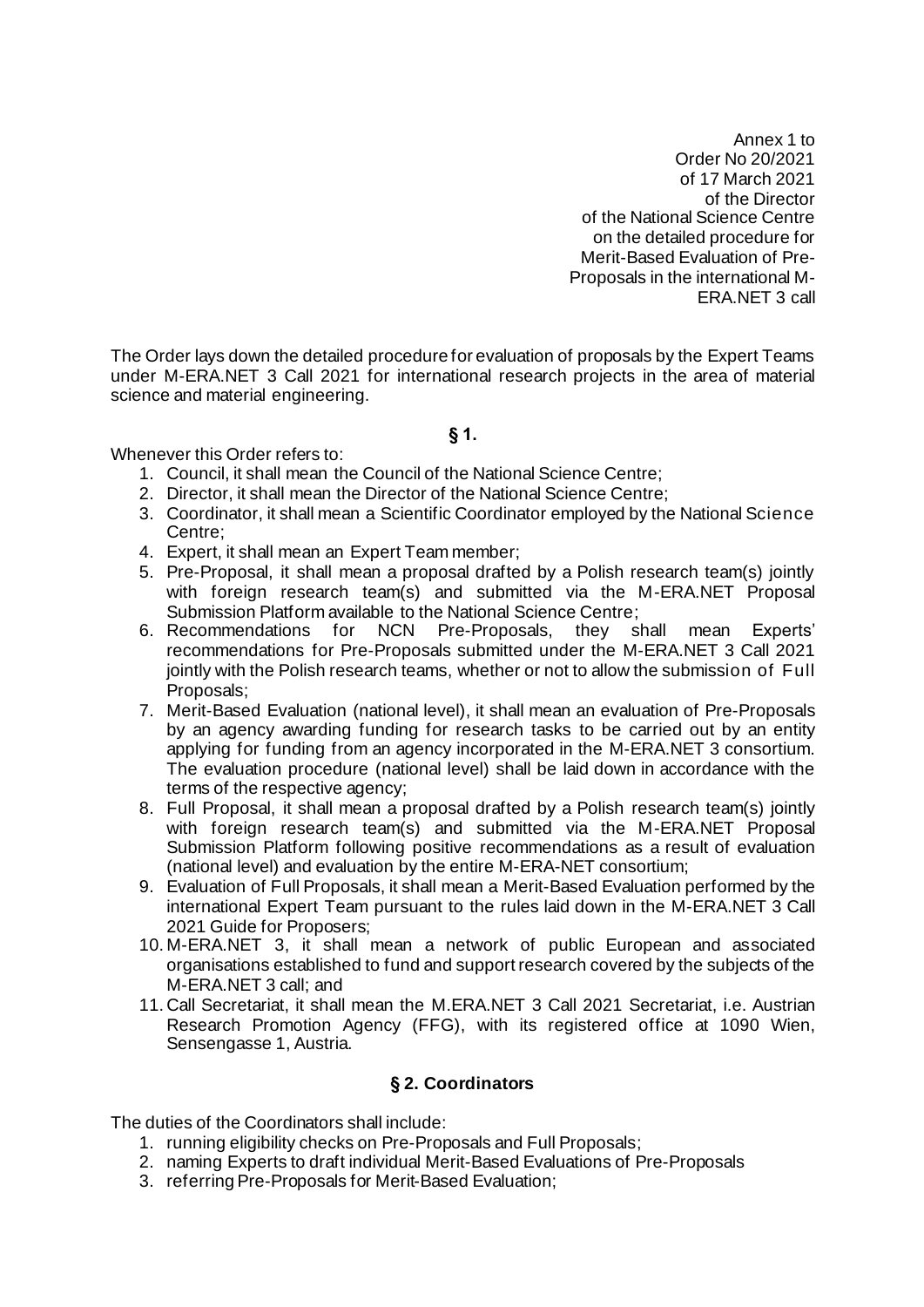Annex 1 to
Order No 20/2021
of 17 March 2021
of the Director
of the National Science Centre
on the detailed procedure for
Merit-Based Evaluation of Pre-Proposals in the international M-ERA.NET 3 call

The Order lays down the detailed procedure for evaluation of proposals by the Expert Teams under M-ERA.NET 3 Call 2021 for international research projects in the area of material science and material engineering.

**§ 1.**

Whenever this Order refers to:

1. Council, it shall mean the Council of the National Science Centre;
2. Director, it shall mean the Director of the National Science Centre;
3. Coordinator, it shall mean a Scientific Coordinator employed by the National Science Centre;
4. Expert, it shall mean an Expert Team member;
5. Pre-Proposal, it shall mean a proposal drafted by a Polish research team(s) jointly with foreign research team(s) and submitted via the M-ERA.NET Proposal Submission Platform available to the National Science Centre;
6. Recommendations for NCN Pre-Proposals, they shall mean Experts' recommendations for Pre-Proposals submitted under the M-ERA.NET 3 Call 2021 jointly with the Polish research teams, whether or not to allow the submission of Full Proposals;
7. Merit-Based Evaluation (national level), it shall mean an evaluation of Pre-Proposals by an agency awarding funding for research tasks to be carried out by an entity applying for funding from an agency incorporated in the M-ERA.NET 3 consortium. The evaluation procedure (national level) shall be laid down in accordance with the terms of the respective agency;
8. Full Proposal, it shall mean a proposal drafted by a Polish research team(s) jointly with foreign research team(s) and submitted via the M-ERA.NET Proposal Submission Platform following positive recommendations as a result of evaluation (national level) and evaluation by the entire M-ERA-NET consortium;
9. Evaluation of Full Proposals, it shall mean a Merit-Based Evaluation performed by the international Expert Team pursuant to the rules laid down in the M-ERA.NET 3 Call 2021 Guide for Proposers;
10. M-ERA.NET 3, it shall mean a network of public European and associated organisations established to fund and support research covered by the subjects of the M-ERA.NET 3 call; and
11. Call Secretariat, it shall mean the M.ERA.NET 3 Call 2021 Secretariat, i.e. Austrian Research Promotion Agency (FFG), with its registered office at 1090 Wien, Sensengasse 1, Austria.

**§ 2. Coordinators**

The duties of the Coordinators shall include:

1. running eligibility checks on Pre-Proposals and Full Proposals;
2. naming Experts to draft individual Merit-Based Evaluations of Pre-Proposals
3. referring Pre-Proposals for Merit-Based Evaluation;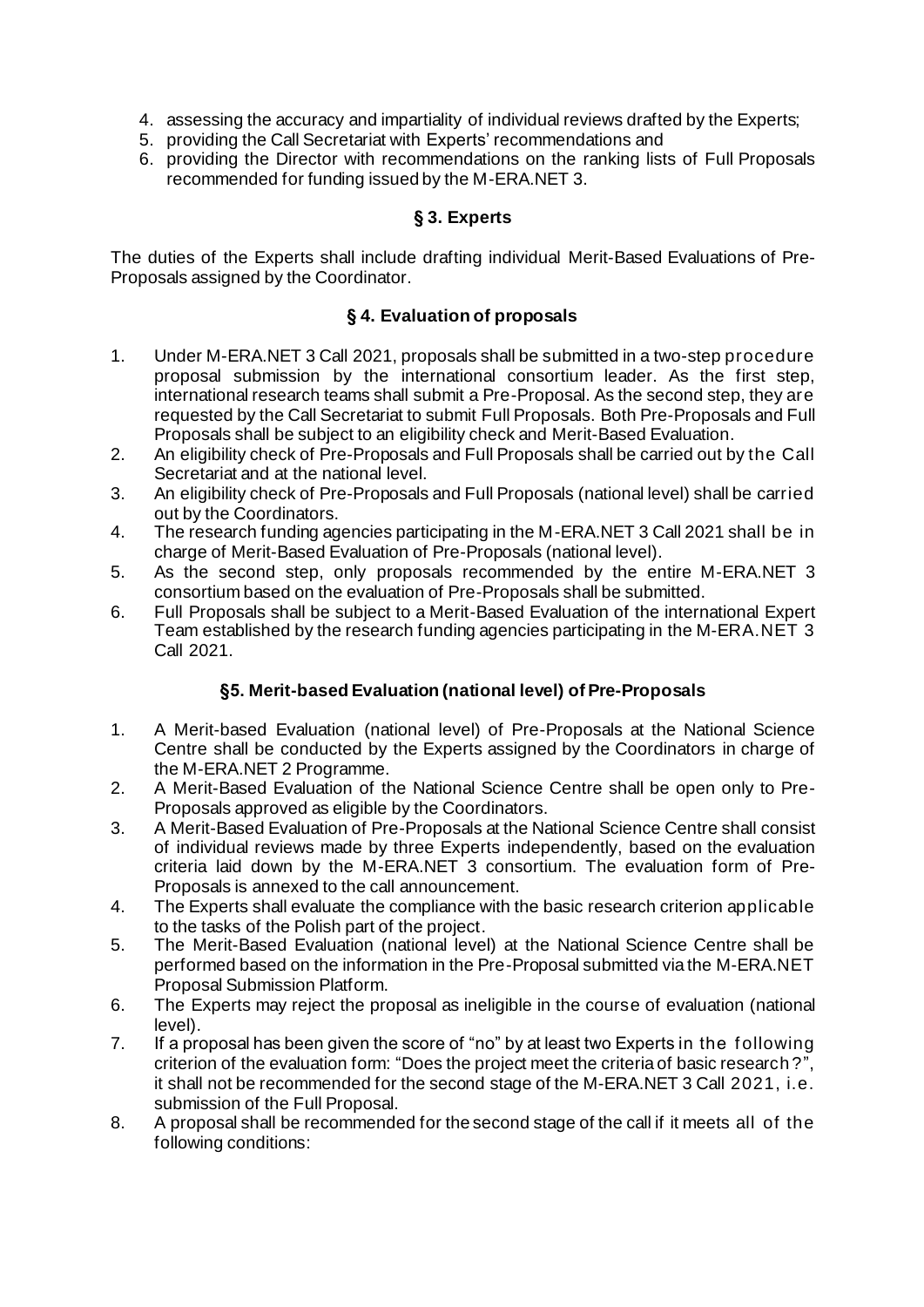4. assessing the accuracy and impartiality of individual reviews drafted by the Experts;
5. providing the Call Secretariat with Experts' recommendations and
6. providing the Director with recommendations on the ranking lists of Full Proposals recommended for funding issued by the M-ERA.NET 3.

## § 3. Experts

The duties of the Experts shall include drafting individual Merit-Based Evaluations of Pre-Proposals assigned by the Coordinator.

## § 4. Evaluation of proposals

1. Under M-ERA.NET 3 Call 2021, proposals shall be submitted in a two-step procedure proposal submission by the international consortium leader. As the first step, international research teams shall submit a Pre-Proposal. As the second step, they are requested by the Call Secretariat to submit Full Proposals. Both Pre-Proposals and Full Proposals shall be subject to an eligibility check and Merit-Based Evaluation.
2. An eligibility check of Pre-Proposals and Full Proposals shall be carried out by the Call Secretariat and at the national level.
3. An eligibility check of Pre-Proposals and Full Proposals (national level) shall be carried out by the Coordinators.
4. The research funding agencies participating in the M-ERA.NET 3 Call 2021 shall be in charge of Merit-Based Evaluation of Pre-Proposals (national level).
5. As the second step, only proposals recommended by the entire M-ERA.NET 3 consortium based on the evaluation of Pre-Proposals shall be submitted.
6. Full Proposals shall be subject to a Merit-Based Evaluation of the international Expert Team established by the research funding agencies participating in the M-ERA.NET 3 Call 2021.

## §5. Merit-based Evaluation (national level) of Pre-Proposals

1. A Merit-based Evaluation (national level) of Pre-Proposals at the National Science Centre shall be conducted by the Experts assigned by the Coordinators in charge of the M-ERA.NET 2 Programme.
2. A Merit-Based Evaluation of the National Science Centre shall be open only to Pre-Proposals approved as eligible by the Coordinators.
3. A Merit-Based Evaluation of Pre-Proposals at the National Science Centre shall consist of individual reviews made by three Experts independently, based on the evaluation criteria laid down by the M-ERA.NET 3 consortium. The evaluation form of Pre-Proposals is annexed to the call announcement.
4. The Experts shall evaluate the compliance with the basic research criterion applicable to the tasks of the Polish part of the project.
5. The Merit-Based Evaluation (national level) at the National Science Centre shall be performed based on the information in the Pre-Proposal submitted via the M-ERA.NET Proposal Submission Platform.
6. The Experts may reject the proposal as ineligible in the course of evaluation (national level).
7. If a proposal has been given the score of "no" by at least two Experts in the following criterion of the evaluation form: "Does the project meet the criteria of basic research?", it shall not be recommended for the second stage of the M-ERA.NET 3 Call 2021, i.e. submission of the Full Proposal.
8. A proposal shall be recommended for the second stage of the call if it meets all of the following conditions: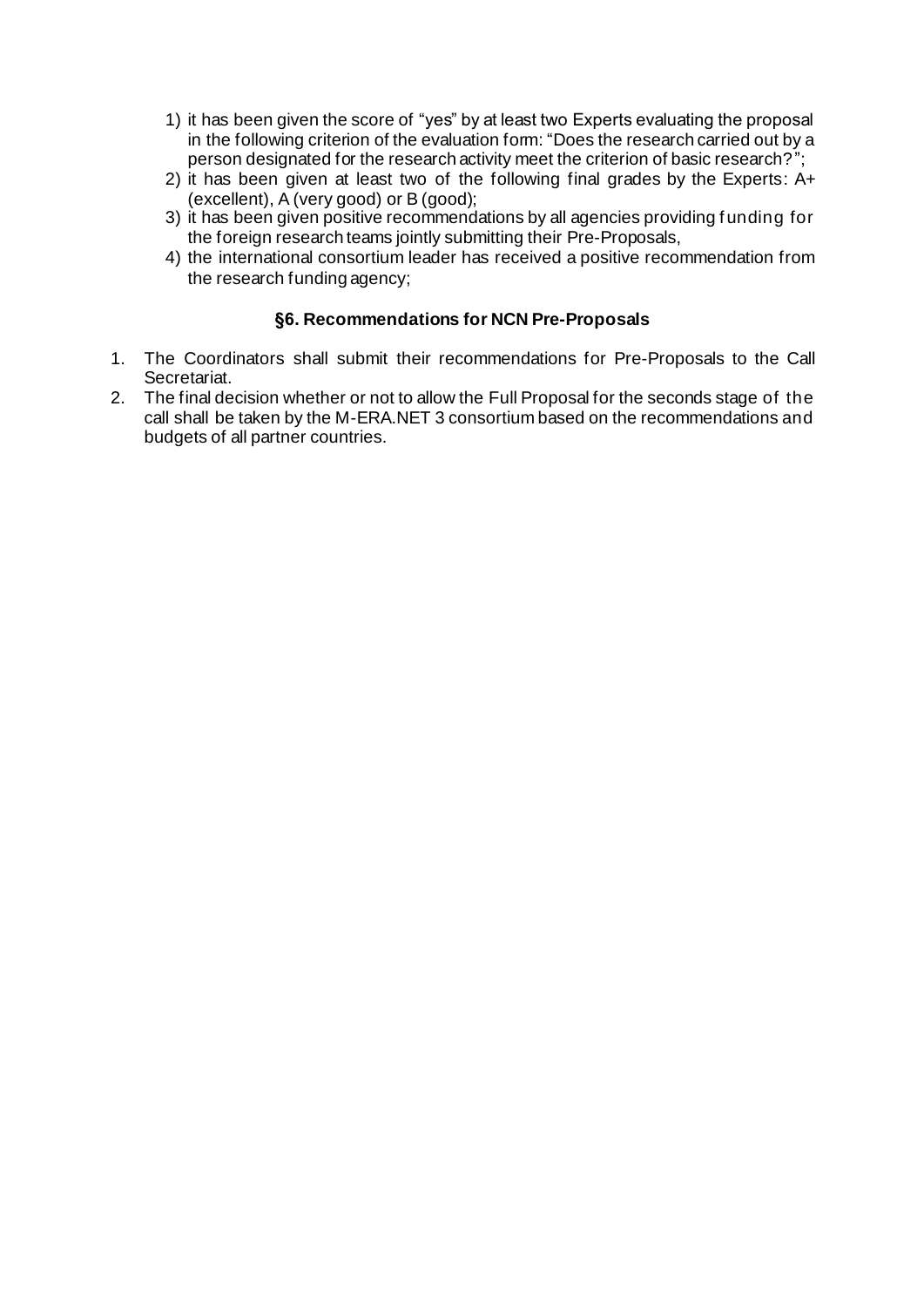1) it has been given the score of "yes" by at least two Experts evaluating the proposal in the following criterion of the evaluation form: "Does the research carried out by a person designated for the research activity meet the criterion of basic research?";
2) it has been given at least two of the following final grades by the Experts: A+ (excellent), A (very good) or B (good);
3) it has been given positive recommendations by all agencies providing funding for the foreign research teams jointly submitting their Pre-Proposals,
4) the international consortium leader has received a positive recommendation from the research funding agency;

### §6. Recommendations for NCN Pre-Proposals

1. The Coordinators shall submit their recommendations for Pre-Proposals to the Call Secretariat.
2. The final decision whether or not to allow the Full Proposal for the seconds stage of the call shall be taken by the M-ERA.NET 3 consortium based on the recommendations and budgets of all partner countries.